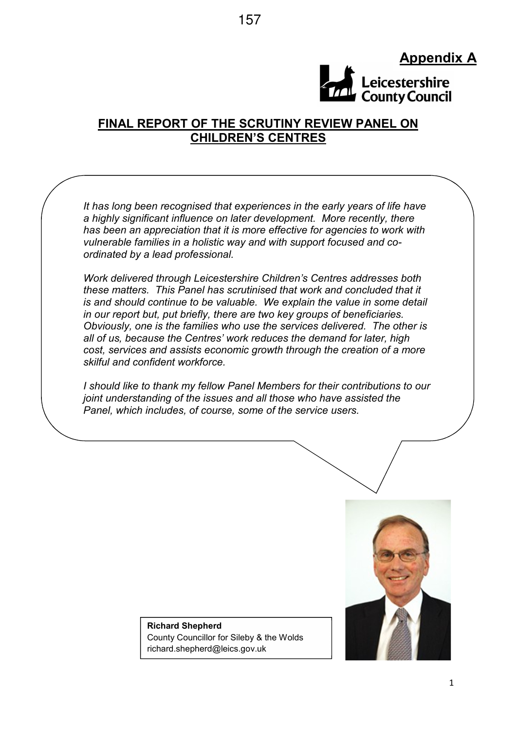**Appendix A**

# FINAL REPORT OF THE SCRUTINY REVIEW PANEL ON CHILDREN'S CENTRES

*It has long been recognised that experiences in the early years of life have a highly significant influence on later development. More recently, there has been an appreciation that it is more effective for agencies to work with vulnerable families in a holistic way and with support focused and co-ordinated by a lead professional.*

*Work delivered through Leicestershire Children's Centres addresses both these matters. This Panel has scrutinised that work and concluded that it is and should continue to be valuable. We explain the value in some detail in our report but, put briefly, there are two key groups of beneficiaries. Obviously, one is the families who use the services delivered. The other is all of us, because the Centres' work reduces the demand for later, high cost, services and assists economic growth through the creation of a more skilful and confident workforce.*

*I should like to thank my fellow Panel Members for their contributions to our joint understanding of the issues and all those who have assisted the Panel, which includes, of course, some of the service users.*

**Richard Shepherd**
County Councillor for Sileby & the Wolds
richard.shepherd@leics.gov.uk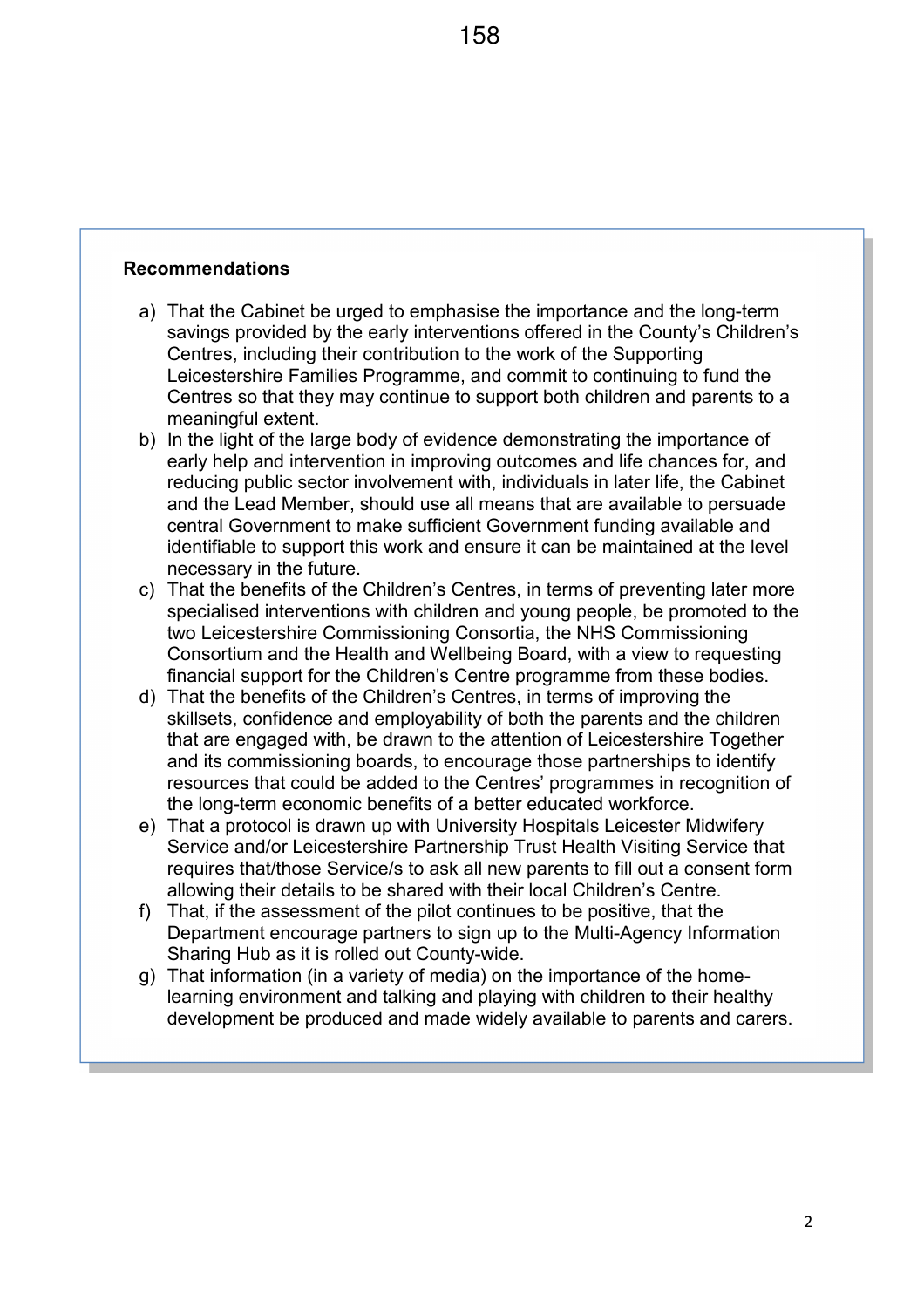**Recommendations**

a) That the Cabinet be urged to emphasise the importance and the long-term savings provided by the early interventions offered in the County's Children's Centres, including their contribution to the work of the Supporting Leicestershire Families Programme, and commit to continuing to fund the Centres so that they may continue to support both children and parents to a meaningful extent.

b) In the light of the large body of evidence demonstrating the importance of early help and intervention in improving outcomes and life chances for, and reducing public sector involvement with, individuals in later life, the Cabinet and the Lead Member, should use all means that are available to persuade central Government to make sufficient Government funding available and identifiable to support this work and ensure it can be maintained at the level necessary in the future.

c) That the benefits of the Children's Centres, in terms of preventing later more specialised interventions with children and young people, be promoted to the two Leicestershire Commissioning Consortia, the NHS Commissioning Consortium and the Health and Wellbeing Board, with a view to requesting financial support for the Children's Centre programme from these bodies.

d) That the benefits of the Children's Centres, in terms of improving the skillsets, confidence and employability of both the parents and the children that are engaged with, be drawn to the attention of Leicestershire Together and its commissioning boards, to encourage those partnerships to identify resources that could be added to the Centres' programmes in recognition of the long-term economic benefits of a better educated workforce.

e) That a protocol is drawn up with University Hospitals Leicester Midwifery Service and/or Leicestershire Partnership Trust Health Visiting Service that requires that/those Service/s to ask all new parents to fill out a consent form allowing their details to be shared with their local Children's Centre.

f) That, if the assessment of the pilot continues to be positive, that the Department encourage partners to sign up to the Multi-Agency Information Sharing Hub as it is rolled out County-wide.

g) That information (in a variety of media) on the importance of the home-learning environment and talking and playing with children to their healthy development be produced and made widely available to parents and carers.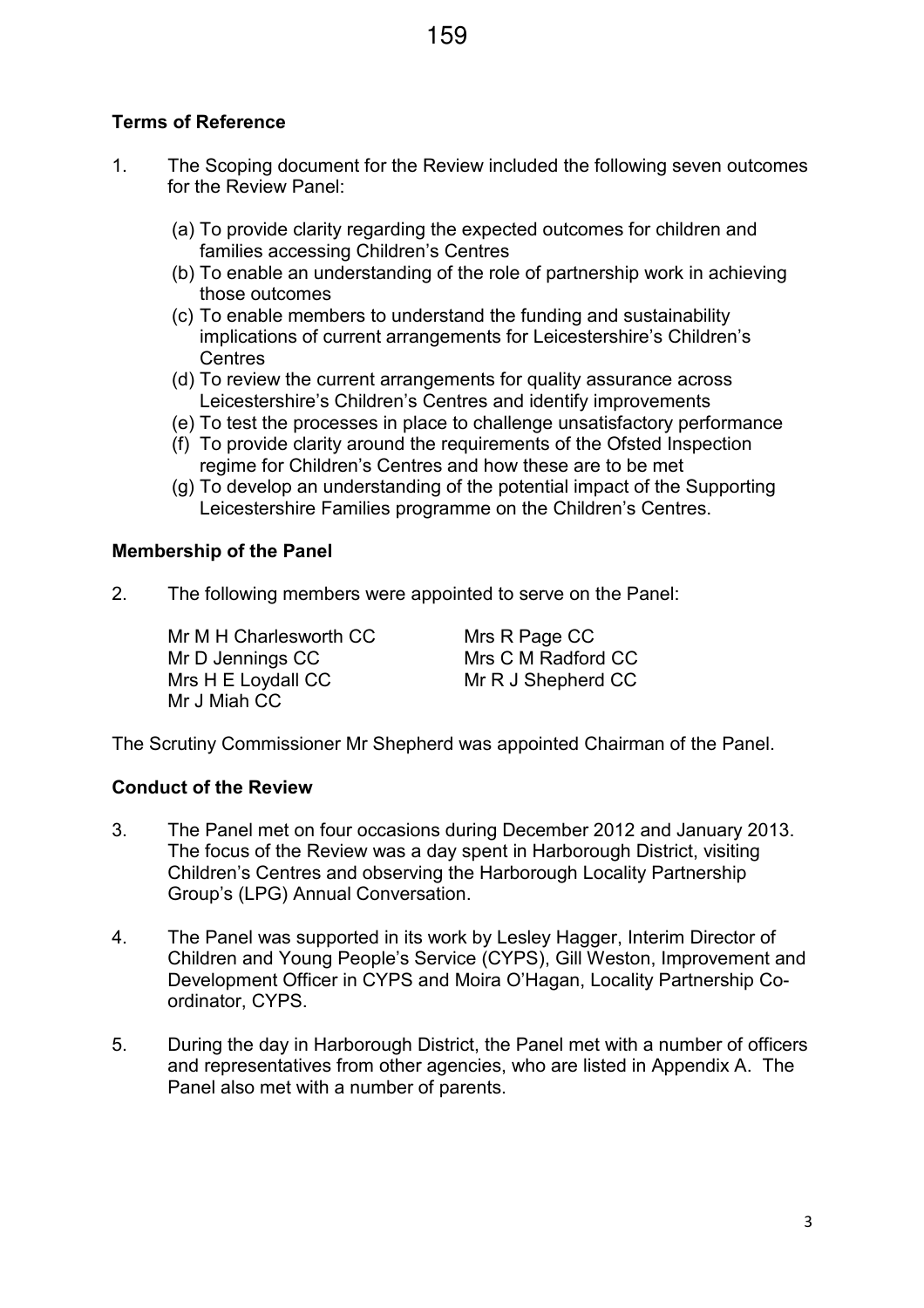## Terms of Reference

1. The Scoping document for the Review included the following seven outcomes for the Review Panel:

   (a) To provide clarity regarding the expected outcomes for children and families accessing Children's Centres
   (b) To enable an understanding of the role of partnership work in achieving those outcomes
   (c) To enable members to understand the funding and sustainability implications of current arrangements for Leicestershire's Children's Centres
   (d) To review the current arrangements for quality assurance across Leicestershire's Children's Centres and identify improvements
   (e) To test the processes in place to challenge unsatisfactory performance
   (f) To provide clarity around the requirements of the Ofsted Inspection regime for Children's Centres and how these are to be met
   (g) To develop an understanding of the potential impact of the Supporting Leicestershire Families programme on the Children's Centres.

## Membership of the Panel

2. The following members were appointed to serve on the Panel:

Mr M H Charlesworth CC
Mr D Jennings CC
Mrs H E Loydall CC
Mr J Miah CC
Mrs R Page CC
Mrs C M Radford CC
Mr R J Shepherd CC

The Scrutiny Commissioner Mr Shepherd was appointed Chairman of the Panel.

## Conduct of the Review

3. The Panel met on four occasions during December 2012 and January 2013. The focus of the Review was a day spent in Harborough District, visiting Children's Centres and observing the Harborough Locality Partnership Group's (LPG) Annual Conversation.

4. The Panel was supported in its work by Lesley Hagger, Interim Director of Children and Young People's Service (CYPS), Gill Weston, Improvement and Development Officer in CYPS and Moira O'Hagan, Locality Partnership Co-ordinator, CYPS.

5. During the day in Harborough District, the Panel met with a number of officers and representatives from other agencies, who are listed in Appendix A. The Panel also met with a number of parents.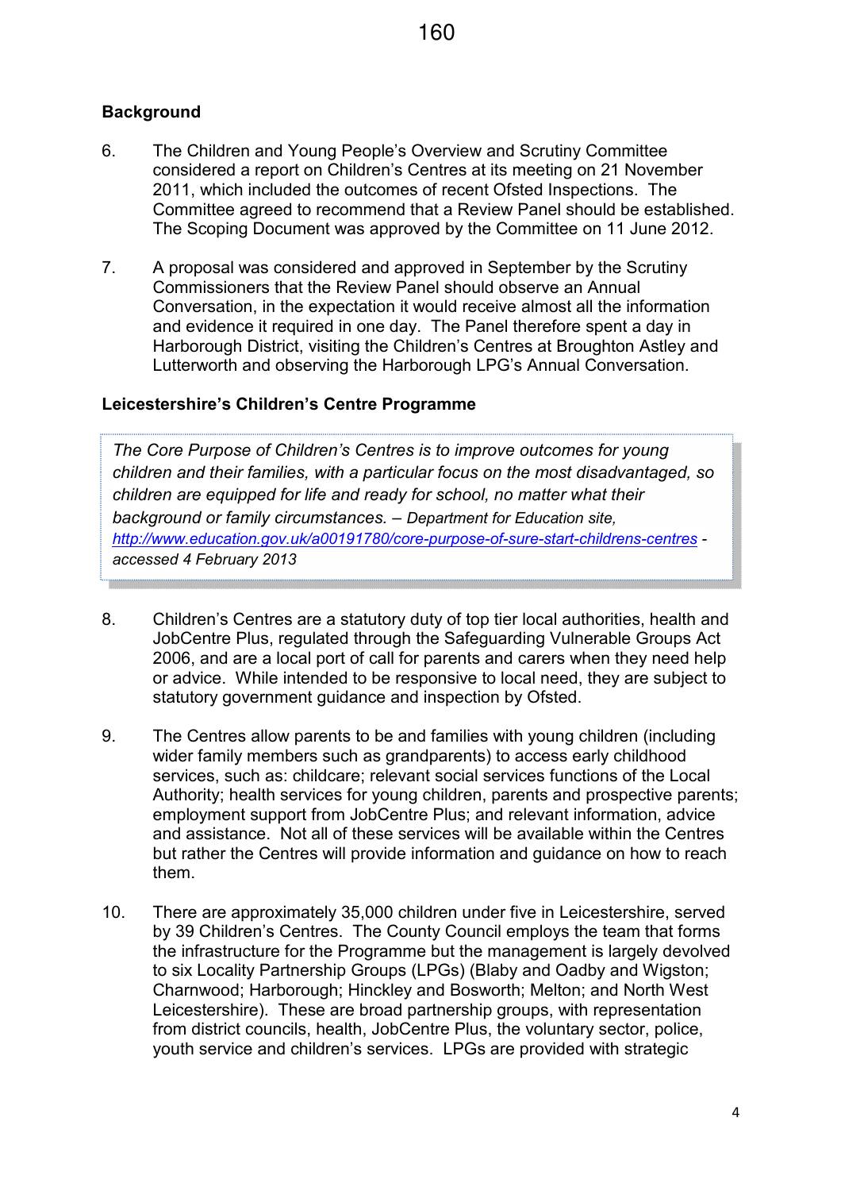## Background

6. The Children and Young People's Overview and Scrutiny Committee considered a report on Children's Centres at its meeting on 21 November 2011, which included the outcomes of recent Ofsted Inspections. The Committee agreed to recommend that a Review Panel should be established. The Scoping Document was approved by the Committee on 11 June 2012.

7. A proposal was considered and approved in September by the Scrutiny Commissioners that the Review Panel should observe an Annual Conversation, in the expectation it would receive almost all the information and evidence it required in one day. The Panel therefore spent a day in Harborough District, visiting the Children's Centres at Broughton Astley and Lutterworth and observing the Harborough LPG's Annual Conversation.

## Leicestershire's Children's Centre Programme

> *The Core Purpose of Children's Centres is to improve outcomes for young children and their families, with a particular focus on the most disadvantaged, so children are equipped for life and ready for school, no matter what their background or family circumstances. – Department for Education site, http://www.education.gov.uk/a00191780/core-purpose-of-sure-start-childrens-centres - accessed 4 February 2013*

8. Children's Centres are a statutory duty of top tier local authorities, health and JobCentre Plus, regulated through the Safeguarding Vulnerable Groups Act 2006, and are a local port of call for parents and carers when they need help or advice. While intended to be responsive to local need, they are subject to statutory government guidance and inspection by Ofsted.

9. The Centres allow parents to be and families with young children (including wider family members such as grandparents) to access early childhood services, such as: childcare; relevant social services functions of the Local Authority; health services for young children, parents and prospective parents; employment support from JobCentre Plus; and relevant information, advice and assistance. Not all of these services will be available within the Centres but rather the Centres will provide information and guidance on how to reach them.

10. There are approximately 35,000 children under five in Leicestershire, served by 39 Children's Centres. The County Council employs the team that forms the infrastructure for the Programme but the management is largely devolved to six Locality Partnership Groups (LPGs) (Blaby and Oadby and Wigston; Charnwood; Harborough; Hinckley and Bosworth; Melton; and North West Leicestershire). These are broad partnership groups, with representation from district councils, health, JobCentre Plus, the voluntary sector, police, youth service and children's services. LPGs are provided with strategic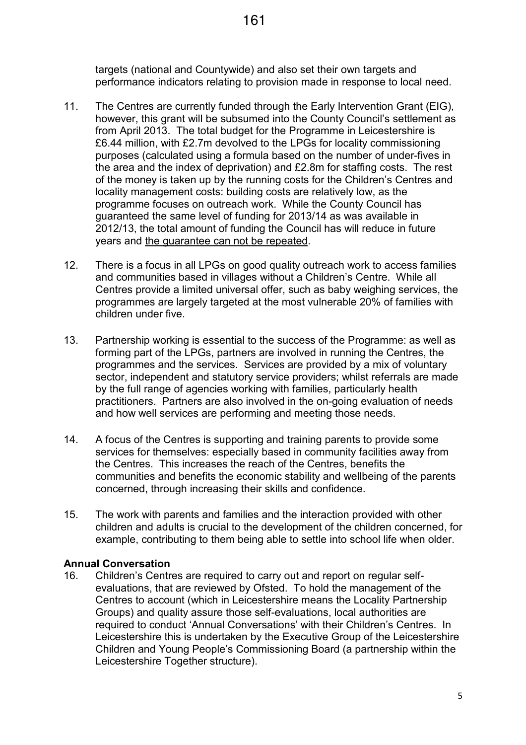targets (national and Countywide) and also set their own targets and performance indicators relating to provision made in response to local need.

11. The Centres are currently funded through the Early Intervention Grant (EIG), however, this grant will be subsumed into the County Council's settlement as from April 2013. The total budget for the Programme in Leicestershire is £6.44 million, with £2.7m devolved to the LPGs for locality commissioning purposes (calculated using a formula based on the number of under-fives in the area and the index of deprivation) and £2.8m for staffing costs. The rest of the money is taken up by the running costs for the Children's Centres and locality management costs: building costs are relatively low, as the programme focuses on outreach work. While the County Council has guaranteed the same level of funding for 2013/14 as was available in 2012/13, the total amount of funding the Council has will reduce in future years and <u>the guarantee can not be repeated</u>.

12. There is a focus in all LPGs on good quality outreach work to access families and communities based in villages without a Children's Centre. While all Centres provide a limited universal offer, such as baby weighing services, the programmes are largely targeted at the most vulnerable 20% of families with children under five.

13. Partnership working is essential to the success of the Programme: as well as forming part of the LPGs, partners are involved in running the Centres, the programmes and the services. Services are provided by a mix of voluntary sector, independent and statutory service providers; whilst referrals are made by the full range of agencies working with families, particularly health practitioners. Partners are also involved in the on-going evaluation of needs and how well services are performing and meeting those needs.

14. A focus of the Centres is supporting and training parents to provide some services for themselves: especially based in community facilities away from the Centres. This increases the reach of the Centres, benefits the communities and benefits the economic stability and wellbeing of the parents concerned, through increasing their skills and confidence.

15. The work with parents and families and the interaction provided with other children and adults is crucial to the development of the children concerned, for example, contributing to them being able to settle into school life when older.

**Annual Conversation**

16. Children's Centres are required to carry out and report on regular self-evaluations, that are reviewed by Ofsted. To hold the management of the Centres to account (which in Leicestershire means the Locality Partnership Groups) and quality assure those self-evaluations, local authorities are required to conduct 'Annual Conversations' with their Children's Centres. In Leicestershire this is undertaken by the Executive Group of the Leicestershire Children and Young People's Commissioning Board (a partnership within the Leicestershire Together structure).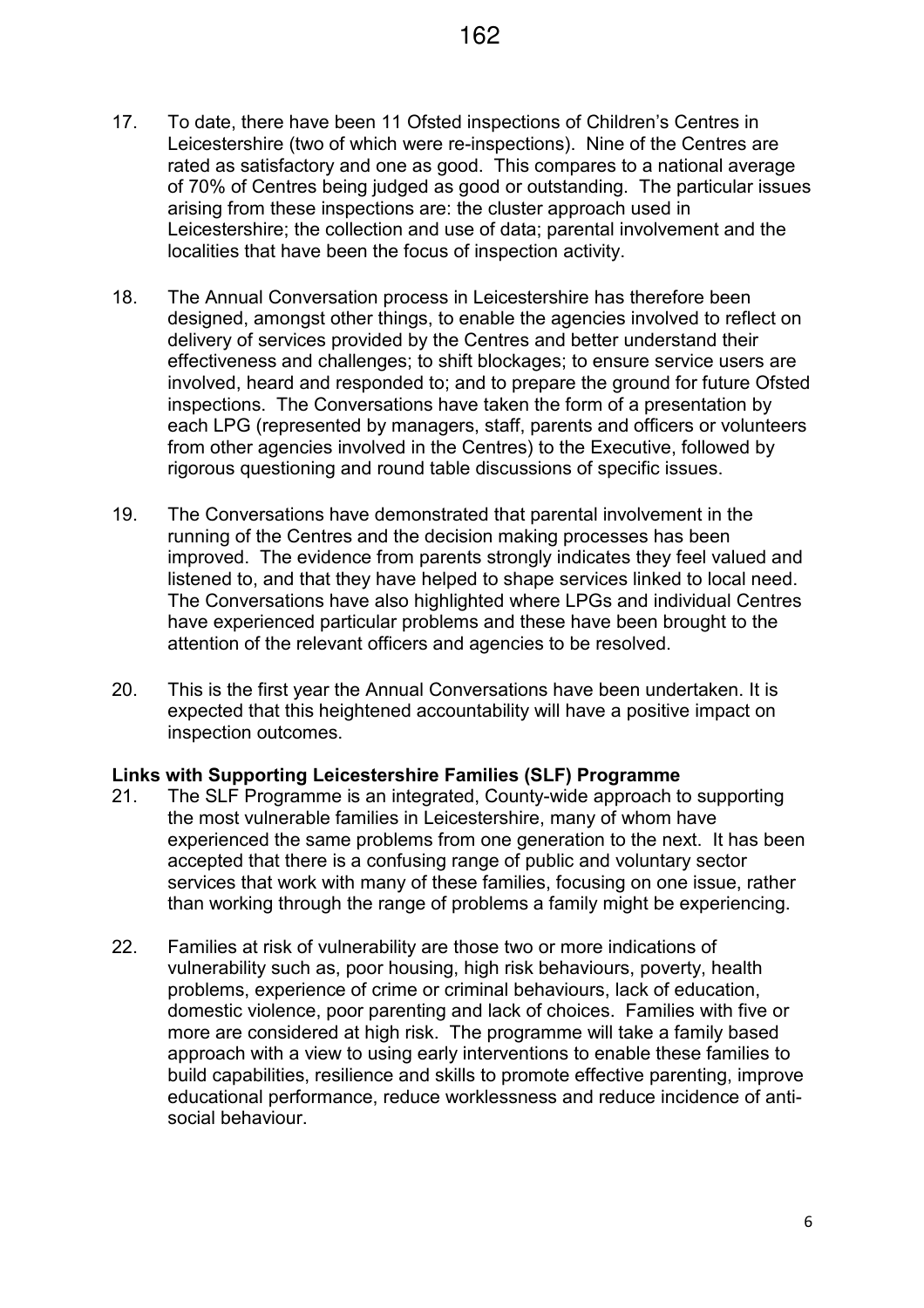17. To date, there have been 11 Ofsted inspections of Children's Centres in Leicestershire (two of which were re-inspections). Nine of the Centres are rated as satisfactory and one as good. This compares to a national average of 70% of Centres being judged as good or outstanding. The particular issues arising from these inspections are: the cluster approach used in Leicestershire; the collection and use of data; parental involvement and the localities that have been the focus of inspection activity.

18. The Annual Conversation process in Leicestershire has therefore been designed, amongst other things, to enable the agencies involved to reflect on delivery of services provided by the Centres and better understand their effectiveness and challenges; to shift blockages; to ensure service users are involved, heard and responded to; and to prepare the ground for future Ofsted inspections. The Conversations have taken the form of a presentation by each LPG (represented by managers, staff, parents and officers or volunteers from other agencies involved in the Centres) to the Executive, followed by rigorous questioning and round table discussions of specific issues.

19. The Conversations have demonstrated that parental involvement in the running of the Centres and the decision making processes has been improved. The evidence from parents strongly indicates they feel valued and listened to, and that they have helped to shape services linked to local need. The Conversations have also highlighted where LPGs and individual Centres have experienced particular problems and these have been brought to the attention of the relevant officers and agencies to be resolved.

20. This is the first year the Annual Conversations have been undertaken. It is expected that this heightened accountability will have a positive impact on inspection outcomes.

**Links with Supporting Leicestershire Families (SLF) Programme**

21. The SLF Programme is an integrated, County-wide approach to supporting the most vulnerable families in Leicestershire, many of whom have experienced the same problems from one generation to the next. It has been accepted that there is a confusing range of public and voluntary sector services that work with many of these families, focusing on one issue, rather than working through the range of problems a family might be experiencing.

22. Families at risk of vulnerability are those two or more indications of vulnerability such as, poor housing, high risk behaviours, poverty, health problems, experience of crime or criminal behaviours, lack of education, domestic violence, poor parenting and lack of choices. Families with five or more are considered at high risk. The programme will take a family based approach with a view to using early interventions to enable these families to build capabilities, resilience and skills to promote effective parenting, improve educational performance, reduce worklessness and reduce incidence of anti-social behaviour.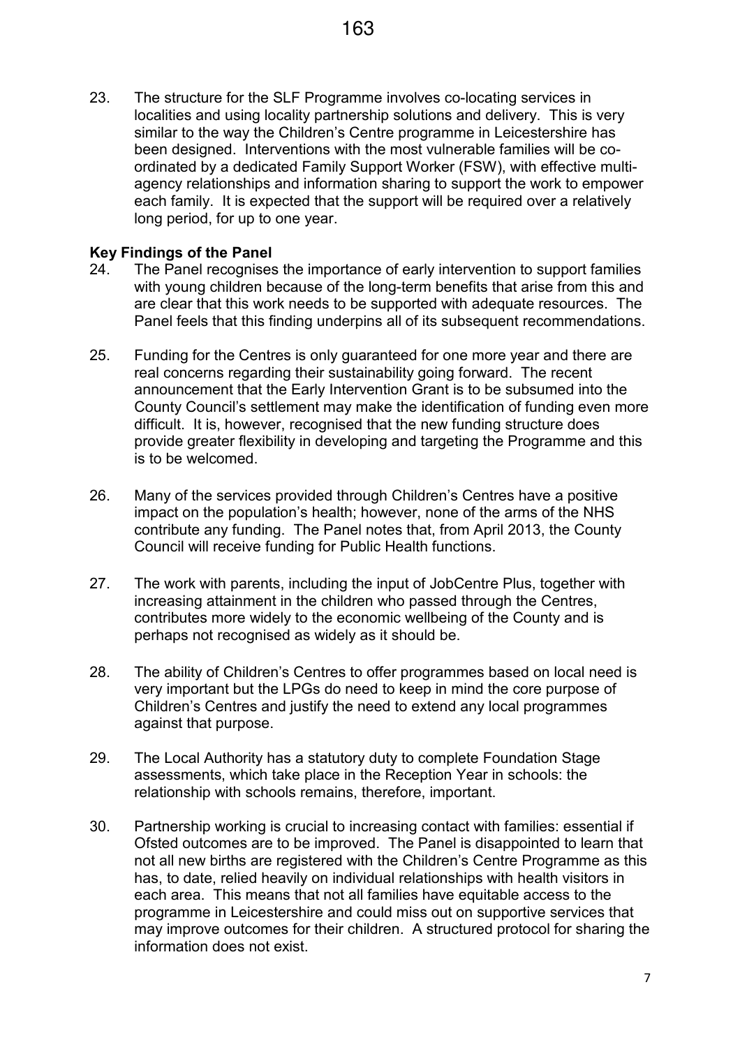23. The structure for the SLF Programme involves co-locating services in localities and using locality partnership solutions and delivery. This is very similar to the way the Children's Centre programme in Leicestershire has been designed. Interventions with the most vulnerable families will be co-ordinated by a dedicated Family Support Worker (FSW), with effective multi-agency relationships and information sharing to support the work to empower each family. It is expected that the support will be required over a relatively long period, for up to one year.

**Key Findings of the Panel**

24. The Panel recognises the importance of early intervention to support families with young children because of the long-term benefits that arise from this and are clear that this work needs to be supported with adequate resources. The Panel feels that this finding underpins all of its subsequent recommendations.

25. Funding for the Centres is only guaranteed for one more year and there are real concerns regarding their sustainability going forward. The recent announcement that the Early Intervention Grant is to be subsumed into the County Council's settlement may make the identification of funding even more difficult. It is, however, recognised that the new funding structure does provide greater flexibility in developing and targeting the Programme and this is to be welcomed.

26. Many of the services provided through Children's Centres have a positive impact on the population's health; however, none of the arms of the NHS contribute any funding. The Panel notes that, from April 2013, the County Council will receive funding for Public Health functions.

27. The work with parents, including the input of JobCentre Plus, together with increasing attainment in the children who passed through the Centres, contributes more widely to the economic wellbeing of the County and is perhaps not recognised as widely as it should be.

28. The ability of Children's Centres to offer programmes based on local need is very important but the LPGs do need to keep in mind the core purpose of Children's Centres and justify the need to extend any local programmes against that purpose.

29. The Local Authority has a statutory duty to complete Foundation Stage assessments, which take place in the Reception Year in schools: the relationship with schools remains, therefore, important.

30. Partnership working is crucial to increasing contact with families: essential if Ofsted outcomes are to be improved. The Panel is disappointed to learn that not all new births are registered with the Children's Centre Programme as this has, to date, relied heavily on individual relationships with health visitors in each area. This means that not all families have equitable access to the programme in Leicestershire and could miss out on supportive services that may improve outcomes for their children. A structured protocol for sharing the information does not exist.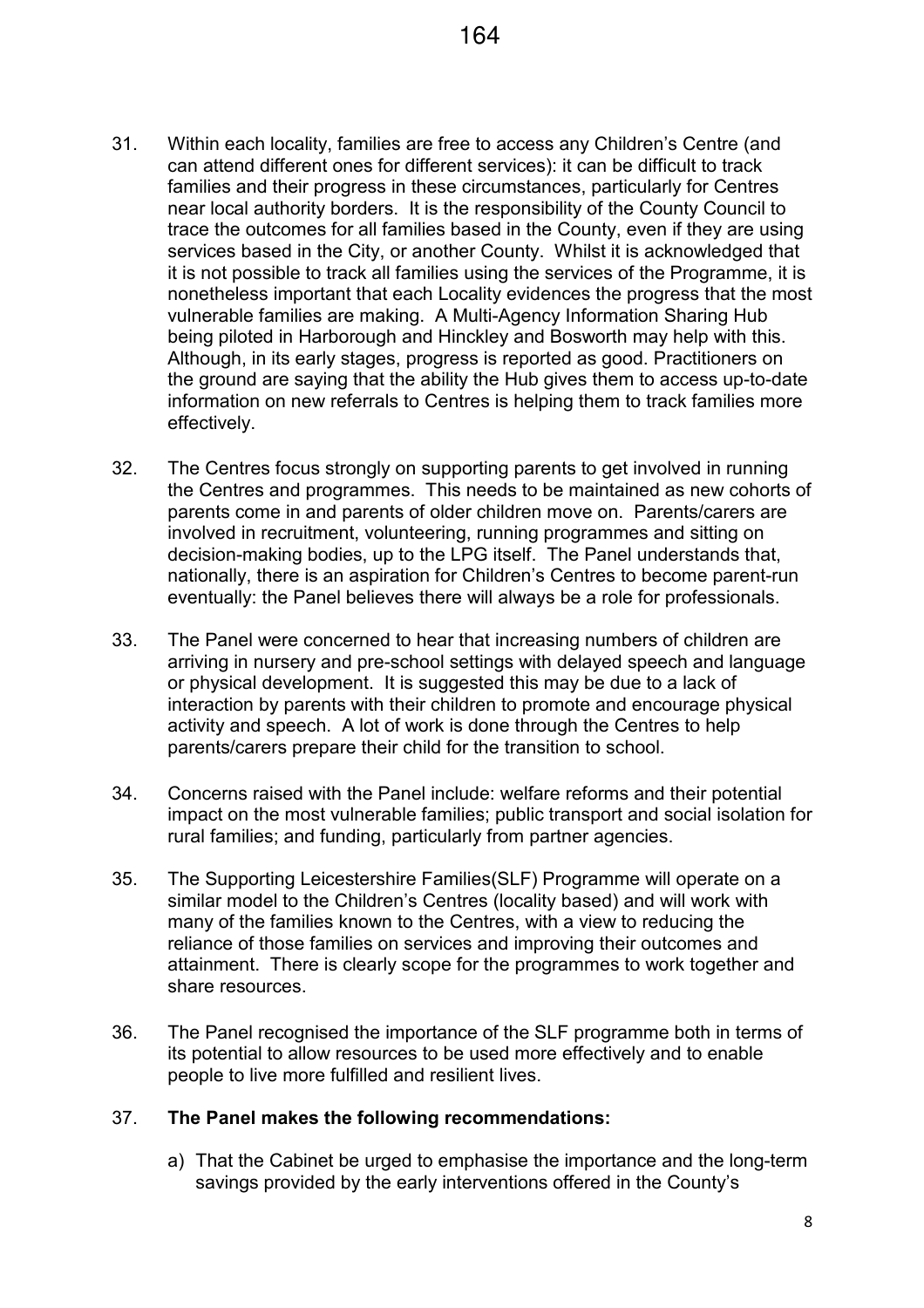31. Within each locality, families are free to access any Children's Centre (and can attend different ones for different services): it can be difficult to track families and their progress in these circumstances, particularly for Centres near local authority borders. It is the responsibility of the County Council to trace the outcomes for all families based in the County, even if they are using services based in the City, or another County. Whilst it is acknowledged that it is not possible to track all families using the services of the Programme, it is nonetheless important that each Locality evidences the progress that the most vulnerable families are making. A Multi-Agency Information Sharing Hub being piloted in Harborough and Hinckley and Bosworth may help with this. Although, in its early stages, progress is reported as good. Practitioners on the ground are saying that the ability the Hub gives them to access up-to-date information on new referrals to Centres is helping them to track families more effectively.

32. The Centres focus strongly on supporting parents to get involved in running the Centres and programmes. This needs to be maintained as new cohorts of parents come in and parents of older children move on. Parents/carers are involved in recruitment, volunteering, running programmes and sitting on decision-making bodies, up to the LPG itself. The Panel understands that, nationally, there is an aspiration for Children's Centres to become parent-run eventually: the Panel believes there will always be a role for professionals.

33. The Panel were concerned to hear that increasing numbers of children are arriving in nursery and pre-school settings with delayed speech and language or physical development. It is suggested this may be due to a lack of interaction by parents with their children to promote and encourage physical activity and speech. A lot of work is done through the Centres to help parents/carers prepare their child for the transition to school.

34. Concerns raised with the Panel include: welfare reforms and their potential impact on the most vulnerable families; public transport and social isolation for rural families; and funding, particularly from partner agencies.

35. The Supporting Leicestershire Families(SLF) Programme will operate on a similar model to the Children's Centres (locality based) and will work with many of the families known to the Centres, with a view to reducing the reliance of those families on services and improving their outcomes and attainment. There is clearly scope for the programmes to work together and share resources.

36. The Panel recognised the importance of the SLF programme both in terms of its potential to allow resources to be used more effectively and to enable people to live more fulfilled and resilient lives.

37. **The Panel makes the following recommendations:**

    a) That the Cabinet be urged to emphasise the importance and the long-term savings provided by the early interventions offered in the County's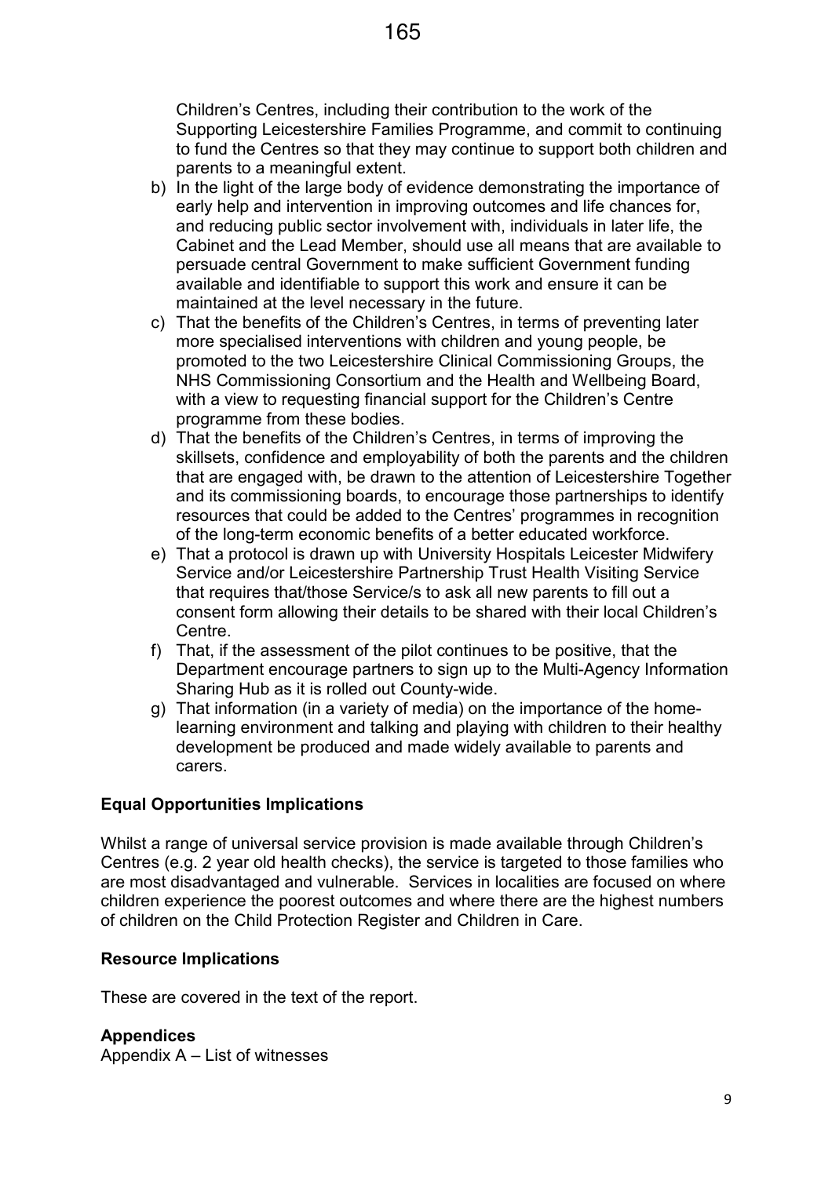Children's Centres, including their contribution to the work of the Supporting Leicestershire Families Programme, and commit to continuing to fund the Centres so that they may continue to support both children and parents to a meaningful extent.

b) In the light of the large body of evidence demonstrating the importance of early help and intervention in improving outcomes and life chances for, and reducing public sector involvement with, individuals in later life, the Cabinet and the Lead Member, should use all means that are available to persuade central Government to make sufficient Government funding available and identifiable to support this work and ensure it can be maintained at the level necessary in the future.

c) That the benefits of the Children's Centres, in terms of preventing later more specialised interventions with children and young people, be promoted to the two Leicestershire Clinical Commissioning Groups, the NHS Commissioning Consortium and the Health and Wellbeing Board, with a view to requesting financial support for the Children's Centre programme from these bodies.

d) That the benefits of the Children's Centres, in terms of improving the skillsets, confidence and employability of both the parents and the children that are engaged with, be drawn to the attention of Leicestershire Together and its commissioning boards, to encourage those partnerships to identify resources that could be added to the Centres' programmes in recognition of the long-term economic benefits of a better educated workforce.

e) That a protocol is drawn up with University Hospitals Leicester Midwifery Service and/or Leicestershire Partnership Trust Health Visiting Service that requires that/those Service/s to ask all new parents to fill out a consent form allowing their details to be shared with their local Children's Centre.

f) That, if the assessment of the pilot continues to be positive, that the Department encourage partners to sign up to the Multi-Agency Information Sharing Hub as it is rolled out County-wide.

g) That information (in a variety of media) on the importance of the home-learning environment and talking and playing with children to their healthy development be produced and made widely available to parents and carers.

**Equal Opportunities Implications**

Whilst a range of universal service provision is made available through Children's Centres (e.g. 2 year old health checks), the service is targeted to those families who are most disadvantaged and vulnerable. Services in localities are focused on where children experience the poorest outcomes and where there are the highest numbers of children on the Child Protection Register and Children in Care.

**Resource Implications**

These are covered in the text of the report.

**Appendices**

Appendix A – List of witnesses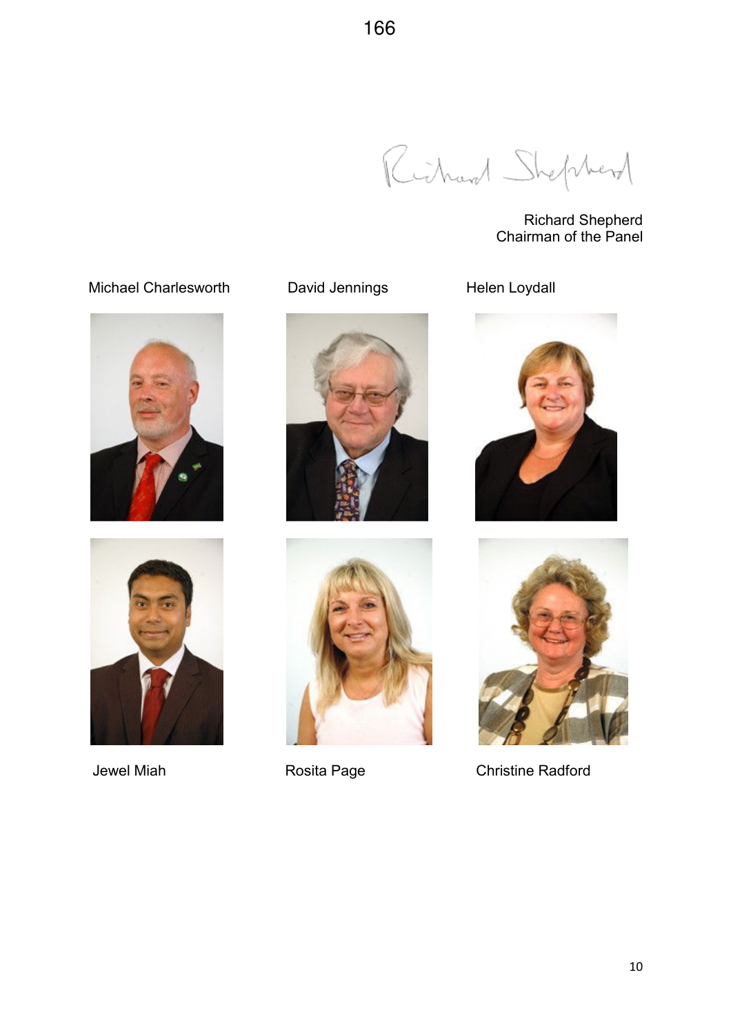Richard Shepherd
Chairman of the Panel

Michael Charlesworth

David Jennings

Helen Loydall

Jewel Miah

Rosita Page

Christine Radford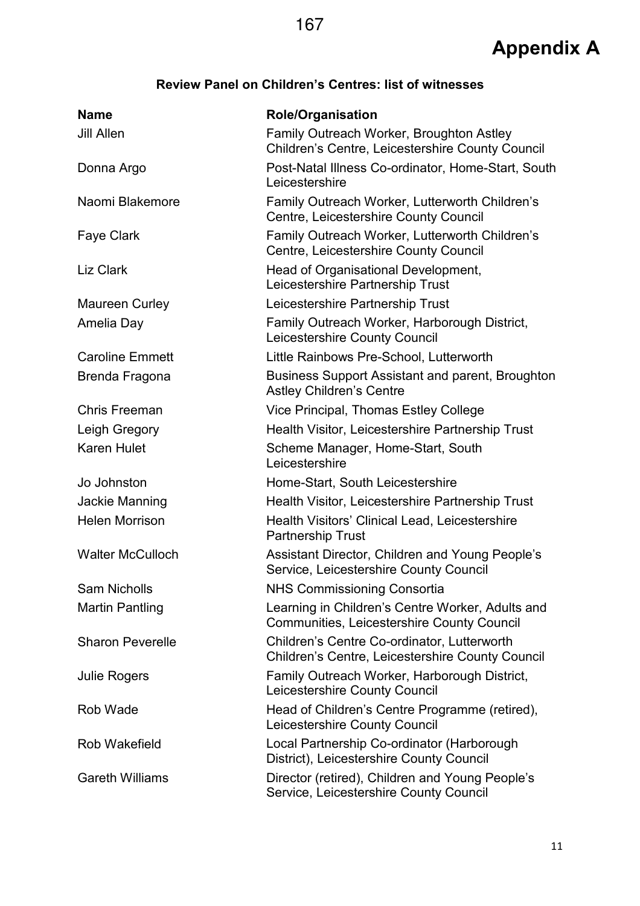# Appendix A

**Review Panel on Children's Centres: list of witnesses**

| Name | Role/Organisation |
| --- | --- |
| Jill Allen | Family Outreach Worker, Broughton Astley Children's Centre, Leicestershire County Council |
| Donna Argo | Post-Natal Illness Co-ordinator, Home-Start, South Leicestershire |
| Naomi Blakemore | Family Outreach Worker, Lutterworth Children's Centre, Leicestershire County Council |
| Faye Clark | Family Outreach Worker, Lutterworth Children's Centre, Leicestershire County Council |
| Liz Clark | Head of Organisational Development, Leicestershire Partnership Trust |
| Maureen Curley | Leicestershire Partnership Trust |
| Amelia Day | Family Outreach Worker, Harborough District, Leicestershire County Council |
| Caroline Emmett | Little Rainbows Pre-School, Lutterworth |
| Brenda Fragona | Business Support Assistant and parent, Broughton Astley Children's Centre |
| Chris Freeman | Vice Principal, Thomas Estley College |
| Leigh Gregory | Health Visitor, Leicestershire Partnership Trust |
| Karen Hulet | Scheme Manager, Home-Start, South Leicestershire |
| Jo Johnston | Home-Start, South Leicestershire |
| Jackie Manning | Health Visitor, Leicestershire Partnership Trust |
| Helen Morrison | Health Visitors' Clinical Lead, Leicestershire Partnership Trust |
| Walter McCulloch | Assistant Director, Children and Young People's Service, Leicestershire County Council |
| Sam Nicholls | NHS Commissioning Consortia |
| Martin Pantling | Learning in Children's Centre Worker, Adults and Communities, Leicestershire County Council |
| Sharon Peverelle | Children's Centre Co-ordinator, Lutterworth Children's Centre, Leicestershire County Council |
| Julie Rogers | Family Outreach Worker, Harborough District, Leicestershire County Council |
| Rob Wade | Head of Children's Centre Programme (retired), Leicestershire County Council |
| Rob Wakefield | Local Partnership Co-ordinator (Harborough District), Leicestershire County Council |
| Gareth Williams | Director (retired), Children and Young People's Service, Leicestershire County Council |